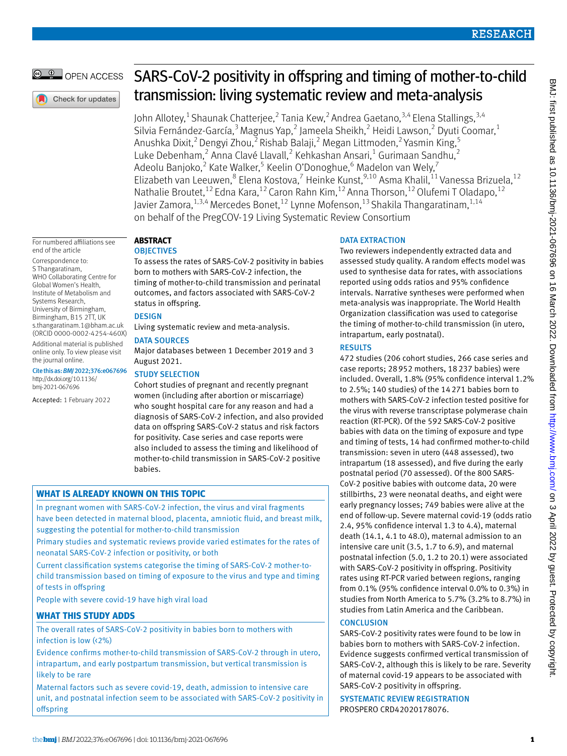# SARS-CoV-2 positivity in offspring and timing of mother-to-child transmission: living systematic review and meta-analysis

John Allotey,[1] Shaunak Chatterjee,[2] Tania Kew,[2] Andrea Gaetano,[3,4] Elena Stallings,[3,4] Silvia Fernández-García,[3] Magnus Yap,[2] Jameela Sheikh,[2] Heidi Lawson,[2] Dyuti Coomar,[1] Anushka Dixit,[2] Dengyi Zhou,[2] Rishab Balaji,[2] Megan Littmoden,[2] Yasmin King,[5] Luke Debenham,[2] Anna Clavé Llavall,[2] Kehkashan Ansari,[1] Gurimaan Sandhu,[2] Adeolu Banjoko,[2] Kate Walker,[5] Keelin O'Donoghue,[6] Madelon van Wely,[7] Elizabeth van Leeuwen,[8] Elena Kostova,[7] Heinke Kunst,[9,10] Asma Khalil,[11] Vanessa Brizuela,[12] Nathalie Broutet,[12] Edna Kara,[12] Caron Rahn Kim,[12] Anna Thorson,[12] Olufemi T Oladapo,[12] Javier Zamora,[1,3,4] Mercedes Bonet,[12] Lynne Mofenson,[13] Shakila Thangaratinam,[1,14] on behalf of the PregCOV-19 Living Systematic Review Consortium

For numbered affiliations see end of the article

Correspondence to: S Thangaratinam, WHO Collaborating Centre for Global Women's Health, Institute of Metabolism and Systems Research, University of Birmingham, Birmingham, B15 2TT, UK s.thangaratinam.1@bham.ac.uk (ORCID 0000-0002-4254-460X)

Additional material is published online only. To view please visit the journal online.

Cite this as: *BMJ* 2022;376:e067696 http://dx.doi.org/10.1136/bmj-2021-067696

Accepted: 1 February 2022

## ABSTRACT

### OBJECTIVES

To assess the rates of SARS-CoV-2 positivity in babies born to mothers with SARS-CoV-2 infection, the timing of mother-to-child transmission and perinatal outcomes, and factors associated with SARS-CoV-2 status in offspring.

### DESIGN

Living systematic review and meta-analysis.

### DATA SOURCES

Major databases between 1 December 2019 and 3 August 2021.

### STUDY SELECTION

Cohort studies of pregnant and recently pregnant women (including after abortion or miscarriage) who sought hospital care for any reason and had a diagnosis of SARS-CoV-2 infection, and also provided data on offspring SARS-CoV-2 status and risk factors for positivity. Case series and case reports were also included to assess the timing and likelihood of mother-to-child transmission in SARS-CoV-2 positive babies.

### DATA EXTRACTION

Two reviewers independently extracted data and assessed study quality. A random effects model was used to synthesise data for rates, with associations reported using odds ratios and 95% confidence intervals. Narrative syntheses were performed when meta-analysis was inappropriate. The World Health Organization classification was used to categorise the timing of mother-to-child transmission (in utero, intrapartum, early postnatal).

### RESULTS

472 studies (206 cohort studies, 266 case series and case reports; 28 952 mothers, 18 237 babies) were included. Overall, 1.8% (95% confidence interval 1.2% to 2.5%; 140 studies) of the 14 271 babies born to mothers with SARS-CoV-2 infection tested positive for the virus with reverse transcriptase polymerase chain reaction (RT-PCR). Of the 592 SARS-CoV-2 positive babies with data on the timing of exposure and type and timing of tests, 14 had confirmed mother-to-child transmission: seven in utero (448 assessed), two intrapartum (18 assessed), and five during the early postnatal period (70 assessed). Of the 800 SARS-CoV-2 positive babies with outcome data, 20 were stillbirths, 23 were neonatal deaths, and eight were early pregnancy losses; 749 babies were alive at the end of follow-up. Severe maternal covid-19 (odds ratio 2.4, 95% confidence interval 1.3 to 4.4), maternal death (14.1, 4.1 to 48.0), maternal admission to an intensive care unit (3.5, 1.7 to 6.9), and maternal postnatal infection (5.0, 1.2 to 20.1) were associated with SARS-CoV-2 positivity in offspring. Positivity rates using RT-PCR varied between regions, ranging from 0.1% (95% confidence interval 0.0% to 0.3%) in studies from North America to 5.7% (3.2% to 8.7%) in studies from Latin America and the Caribbean.

### CONCLUSION

SARS-CoV-2 positivity rates were found to be low in babies born to mothers with SARS-CoV-2 infection. Evidence suggests confirmed vertical transmission of SARS-CoV-2, although this is likely to be rare. Severity of maternal covid-19 appears to be associated with SARS-CoV-2 positivity in offspring.

### SYSTEMATIC REVIEW REGISTRATION

PROSPERO CRD42020178076.

## WHAT IS ALREADY KNOWN ON THIS TOPIC

In pregnant women with SARS-CoV-2 infection, the virus and viral fragments have been detected in maternal blood, placenta, amniotic fluid, and breast milk, suggesting the potential for mother-to-child transmission

Primary studies and systematic reviews provide varied estimates for the rates of neonatal SARS-CoV-2 infection or positivity, or both

Current classification systems categorise the timing of SARS-CoV-2 mother-to-child transmission based on timing of exposure to the virus and type and timing of tests in offspring

People with severe covid-19 have high viral load

## WHAT THIS STUDY ADDS

The overall rates of SARS-CoV-2 positivity in babies born to mothers with infection is low (<2%)

Evidence confirms mother-to-child transmission of SARS-CoV-2 through in utero, intrapartum, and early postpartum transmission, but vertical transmission is likely to be rare

Maternal factors such as severe covid-19, death, admission to intensive care unit, and postnatal infection seem to be associated with SARS-CoV-2 positivity in offspring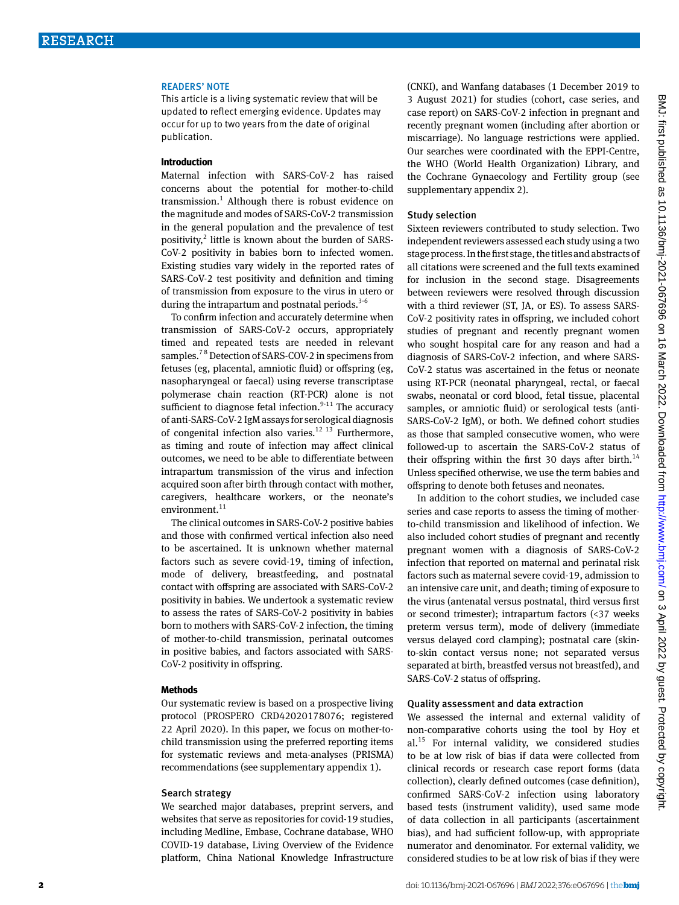READERS' NOTE

This article is a living systematic review that will be updated to reflect emerging evidence. Updates may occur for up to two years from the date of original publication.

## Introduction

Maternal infection with SARS-CoV-2 has raised concerns about the potential for mother-to-child transmission.[1] Although there is robust evidence on the magnitude and modes of SARS-CoV-2 transmission in the general population and the prevalence of test positivity,[2] little is known about the burden of SARS-CoV-2 positivity in babies born to infected women. Existing studies vary widely in the reported rates of SARS-CoV-2 test positivity and definition and timing of transmission from exposure to the virus in utero or during the intrapartum and postnatal periods.[3-6]

To confirm infection and accurately determine when transmission of SARS-CoV-2 occurs, appropriately timed and repeated tests are needed in relevant samples.[7,8] Detection of SARS-COV-2 in specimens from fetuses (eg, placental, amniotic fluid) or offspring (eg, nasopharyngeal or faecal) using reverse transcriptase polymerase chain reaction (RT-PCR) alone is not sufficient to diagnose fetal infection.[9-11] The accuracy of anti-SARS-CoV-2 IgM assays for serological diagnosis of congenital infection also varies.[12,13] Furthermore, as timing and route of infection may affect clinical outcomes, we need to be able to differentiate between intrapartum transmission of the virus and infection acquired soon after birth through contact with mother, caregivers, healthcare workers, or the neonate's environment.[11]

The clinical outcomes in SARS-CoV-2 positive babies and those with confirmed vertical infection also need to be ascertained. It is unknown whether maternal factors such as severe covid-19, timing of infection, mode of delivery, breastfeeding, and postnatal contact with offspring are associated with SARS-CoV-2 positivity in babies. We undertook a systematic review to assess the rates of SARS-CoV-2 positivity in babies born to mothers with SARS-CoV-2 infection, the timing of mother-to-child transmission, perinatal outcomes in positive babies, and factors associated with SARS-CoV-2 positivity in offspring.

## Methods

Our systematic review is based on a prospective living protocol (PROSPERO CRD42020178076; registered 22 April 2020). In this paper, we focus on mother-to-child transmission using the preferred reporting items for systematic reviews and meta-analyses (PRISMA) recommendations (see supplementary appendix 1).

### Search strategy

We searched major databases, preprint servers, and websites that serve as repositories for covid-19 studies, including Medline, Embase, Cochrane database, WHO COVID-19 database, Living Overview of the Evidence platform, China National Knowledge Infrastructure (CNKI), and Wanfang databases (1 December 2019 to 3 August 2021) for studies (cohort, case series, and case report) on SARS-CoV-2 infection in pregnant and recently pregnant women (including after abortion or miscarriage). No language restrictions were applied. Our searches were coordinated with the EPPI-Centre, the WHO (World Health Organization) Library, and the Cochrane Gynaecology and Fertility group (see supplementary appendix 2).

### Study selection

Sixteen reviewers contributed to study selection. Two independent reviewers assessed each study using a two stage process. In the first stage, the titles and abstracts of all citations were screened and the full texts examined for inclusion in the second stage. Disagreements between reviewers were resolved through discussion with a third reviewer (ST, JA, or ES). To assess SARS-CoV-2 positivity rates in offspring, we included cohort studies of pregnant and recently pregnant women who sought hospital care for any reason and had a diagnosis of SARS-CoV-2 infection, and where SARS-CoV-2 status was ascertained in the fetus or neonate using RT-PCR (neonatal pharyngeal, rectal, or faecal swabs, neonatal or cord blood, fetal tissue, placental samples, or amniotic fluid) or serological tests (anti-SARS-CoV-2 IgM), or both. We defined cohort studies as those that sampled consecutive women, who were followed-up to ascertain the SARS-CoV-2 status of their offspring within the first 30 days after birth.[14] Unless specified otherwise, we use the term babies and offspring to denote both fetuses and neonates.

In addition to the cohort studies, we included case series and case reports to assess the timing of mother-to-child transmission and likelihood of infection. We also included cohort studies of pregnant and recently pregnant women with a diagnosis of SARS-CoV-2 infection that reported on maternal and perinatal risk factors such as maternal severe covid-19, admission to an intensive care unit, and death; timing of exposure to the virus (antenatal versus postnatal, third versus first or second trimester); intrapartum factors (<37 weeks preterm versus term), mode of delivery (immediate versus delayed cord clamping); postnatal care (skin-to-skin contact versus none; not separated versus separated at birth, breastfed versus not breastfed), and SARS-CoV-2 status of offspring.

### Quality assessment and data extraction

We assessed the internal and external validity of non-comparative cohorts using the tool by Hoy et al.[15] For internal validity, we considered studies to be at low risk of bias if data were collected from clinical records or research case report forms (data collection), clearly defined outcomes (case definition), confirmed SARS-CoV-2 infection using laboratory based tests (instrument validity), used same mode of data collection in all participants (ascertainment bias), and had sufficient follow-up, with appropriate numerator and denominator. For external validity, we considered studies to be at low risk of bias if they were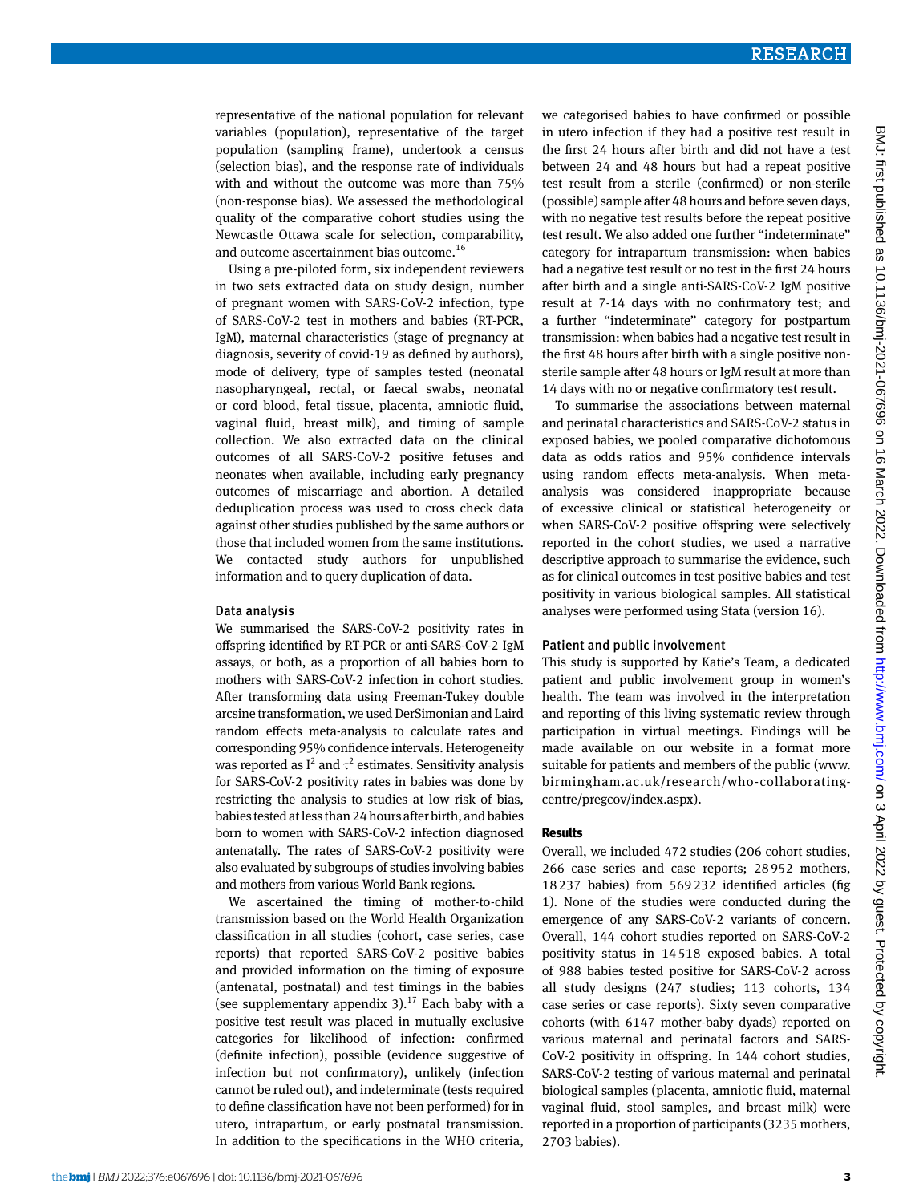representative of the national population for relevant variables (population), representative of the target population (sampling frame), undertook a census (selection bias), and the response rate of individuals with and without the outcome was more than 75% (non-response bias). We assessed the methodological quality of the comparative cohort studies using the Newcastle Ottawa scale for selection, comparability, and outcome ascertainment bias outcome.[16]

Using a pre-piloted form, six independent reviewers in two sets extracted data on study design, number of pregnant women with SARS-CoV-2 infection, type of SARS-CoV-2 test in mothers and babies (RT-PCR, IgM), maternal characteristics (stage of pregnancy at diagnosis, severity of covid-19 as defined by authors), mode of delivery, type of samples tested (neonatal nasopharyngeal, rectal, or faecal swabs, neonatal or cord blood, fetal tissue, placenta, amniotic fluid, vaginal fluid, breast milk), and timing of sample collection. We also extracted data on the clinical outcomes of all SARS-CoV-2 positive fetuses and neonates when available, including early pregnancy outcomes of miscarriage and abortion. A detailed deduplication process was used to cross check data against other studies published by the same authors or those that included women from the same institutions. We contacted study authors for unpublished information and to query duplication of data.

### Data analysis

We summarised the SARS-CoV-2 positivity rates in offspring identified by RT-PCR or anti-SARS-CoV-2 IgM assays, or both, as a proportion of all babies born to mothers with SARS-CoV-2 infection in cohort studies. After transforming data using Freeman-Tukey double arcsine transformation, we used DerSimonian and Laird random effects meta-analysis to calculate rates and corresponding 95% confidence intervals. Heterogeneity was reported as $I^2$ and $\tau^2$ estimates. Sensitivity analysis for SARS-CoV-2 positivity rates in babies was done by restricting the analysis to studies at low risk of bias, babies tested at less than 24 hours after birth, and babies born to women with SARS-CoV-2 infection diagnosed antenatally. The rates of SARS-CoV-2 positivity were also evaluated by subgroups of studies involving babies and mothers from various World Bank regions.

We ascertained the timing of mother-to-child transmission based on the World Health Organization classification in all studies (cohort, case series, case reports) that reported SARS-CoV-2 positive babies and provided information on the timing of exposure (antenatal, postnatal) and test timings in the babies (see supplementary appendix 3).[17] Each baby with a positive test result was placed in mutually exclusive categories for likelihood of infection: confirmed (definite infection), possible (evidence suggestive of infection but not confirmatory), unlikely (infection cannot be ruled out), and indeterminate (tests required to define classification have not been performed) for in utero, intrapartum, or early postnatal transmission. In addition to the specifications in the WHO criteria, we categorised babies to have confirmed or possible in utero infection if they had a positive test result in the first 24 hours after birth and did not have a test between 24 and 48 hours but had a repeat positive test result from a sterile (confirmed) or non-sterile (possible) sample after 48 hours and before seven days, with no negative test results before the repeat positive test result. We also added one further "indeterminate" category for intrapartum transmission: when babies had a negative test result or no test in the first 24 hours after birth and a single anti-SARS-CoV-2 IgM positive result at 7-14 days with no confirmatory test; and a further "indeterminate" category for postpartum transmission: when babies had a negative test result in the first 48 hours after birth with a single positive non-sterile sample after 48 hours or IgM result at more than 14 days with no or negative confirmatory test result.

To summarise the associations between maternal and perinatal characteristics and SARS-CoV-2 status in exposed babies, we pooled comparative dichotomous data as odds ratios and 95% confidence intervals using random effects meta-analysis. When meta-analysis was considered inappropriate because of excessive clinical or statistical heterogeneity or when SARS-CoV-2 positive offspring were selectively reported in the cohort studies, we used a narrative descriptive approach to summarise the evidence, such as for clinical outcomes in test positive babies and test positivity in various biological samples. All statistical analyses were performed using Stata (version 16).

### Patient and public involvement

This study is supported by Katie's Team, a dedicated patient and public involvement group in women's health. The team was involved in the interpretation and reporting of this living systematic review through participation in virtual meetings. Findings will be made available on our website in a format more suitable for patients and members of the public (www.birmingham.ac.uk/research/who-collaborating-centre/pregcov/index.aspx).

## Results

Overall, we included 472 studies (206 cohort studies, 266 case series and case reports; 28 952 mothers, 18 237 babies) from 569 232 identified articles (fig 1). None of the studies were conducted during the emergence of any SARS-CoV-2 variants of concern. Overall, 144 cohort studies reported on SARS-CoV-2 positivity status in 14 518 exposed babies. A total of 988 babies tested positive for SARS-CoV-2 across all study designs (247 studies; 113 cohorts, 134 case series or case reports). Sixty seven comparative cohorts (with 6147 mother-baby dyads) reported on various maternal and perinatal factors and SARS-CoV-2 positivity in offspring. In 144 cohort studies, SARS-CoV-2 testing of various maternal and perinatal biological samples (placenta, amniotic fluid, maternal vaginal fluid, stool samples, and breast milk) were reported in a proportion of participants (3235 mothers, 2703 babies).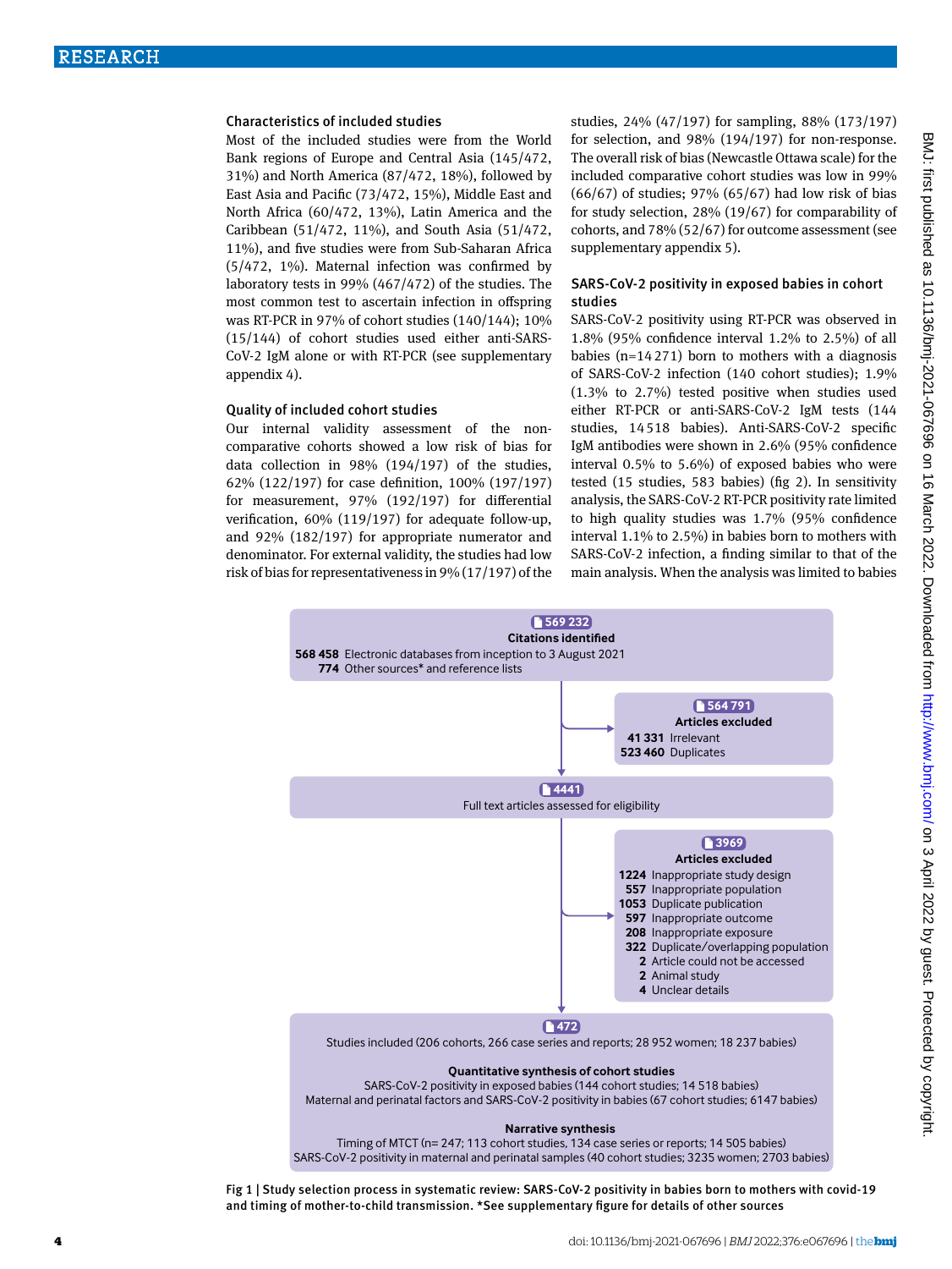### Characteristics of included studies

Most of the included studies were from the World Bank regions of Europe and Central Asia (145/472, 31%) and North America (87/472, 18%), followed by East Asia and Pacific (73/472, 15%), Middle East and North Africa (60/472, 13%), Latin America and the Caribbean (51/472, 11%), and South Asia (51/472, 11%), and five studies were from Sub-Saharan Africa (5/472, 1%). Maternal infection was confirmed by laboratory tests in 99% (467/472) of the studies. The most common test to ascertain infection in offspring was RT-PCR in 97% of cohort studies (140/144); 10% (15/144) of cohort studies used either anti-SARS-CoV-2 IgM alone or with RT-PCR (see supplementary appendix 4).

### Quality of included cohort studies

Our internal validity assessment of the non-comparative cohorts showed a low risk of bias for data collection in 98% (194/197) of the studies, 62% (122/197) for case definition, 100% (197/197) for measurement, 97% (192/197) for differential verification, 60% (119/197) for adequate follow-up, and 92% (182/197) for appropriate numerator and denominator. For external validity, the studies had low risk of bias for representativeness in 9% (17/197) of the studies, 24% (47/197) for sampling, 88% (173/197) for selection, and 98% (194/197) for non-response. The overall risk of bias (Newcastle Ottawa scale) for the included comparative cohort studies was low in 99% (66/67) of studies; 97% (65/67) had low risk of bias for study selection, 28% (19/67) for comparability of cohorts, and 78% (52/67) for outcome assessment (see supplementary appendix 5).

### SARS-CoV-2 positivity in exposed babies in cohort studies

SARS-CoV-2 positivity using RT-PCR was observed in 1.8% (95% confidence interval 1.2% to 2.5%) of all babies (n=14 271) born to mothers with a diagnosis of SARS-CoV-2 infection (140 cohort studies); 1.9% (1.3% to 2.7%) tested positive when studies used either RT-PCR or anti-SARS-CoV-2 IgM tests (144 studies, 14 518 babies). Anti-SARS-CoV-2 specific IgM antibodies were shown in 2.6% (95% confidence interval 0.5% to 5.6%) of exposed babies who were tested (15 studies, 583 babies) (fig 2). In sensitivity analysis, the SARS-CoV-2 RT-PCR positivity rate limited to high quality studies was 1.7% (95% confidence interval 1.1% to 2.5%) in babies born to mothers with SARS-CoV-2 infection, a finding similar to that of the main analysis. When the analysis was limited to babies

**569 232**
**Citations identified**
**568 458** Electronic databases from inception to 3 August 2021
**774** Other sources* and reference lists

**564 791**
**Articles excluded**
**41 331** Irrelevant
**523 460** Duplicates

**4441**
Full text articles assessed for eligibility

**3969**
**Articles excluded**
**1224** Inappropriate study design
**557** Inappropriate population
**1053** Duplicate publication
**597** Inappropriate outcome
**208** Inappropriate exposure
**322** Duplicate/overlapping population
**2** Article could not be accessed
**2** Animal study
**4** Unclear details

**472**
Studies included (206 cohorts, 266 case series and reports; 28 952 women; 18 237 babies)

**Quantitative synthesis of cohort studies**
SARS-CoV-2 positivity in exposed babies (144 cohort studies; 14 518 babies)
Maternal and perinatal factors and SARS-CoV-2 positivity in babies (67 cohort studies; 6147 babies)

**Narrative synthesis**
Timing of MTCT (n= 247; 113 cohort studies, 134 case series or reports; 14 505 babies)
SARS-CoV-2 positivity in maternal and perinatal samples (40 cohort studies; 3235 women; 2703 babies)

Fig 1 | Study selection process in systematic review: SARS-CoV-2 positivity in babies born to mothers with covid-19 and timing of mother-to-child transmission. *See supplementary figure for details of other sources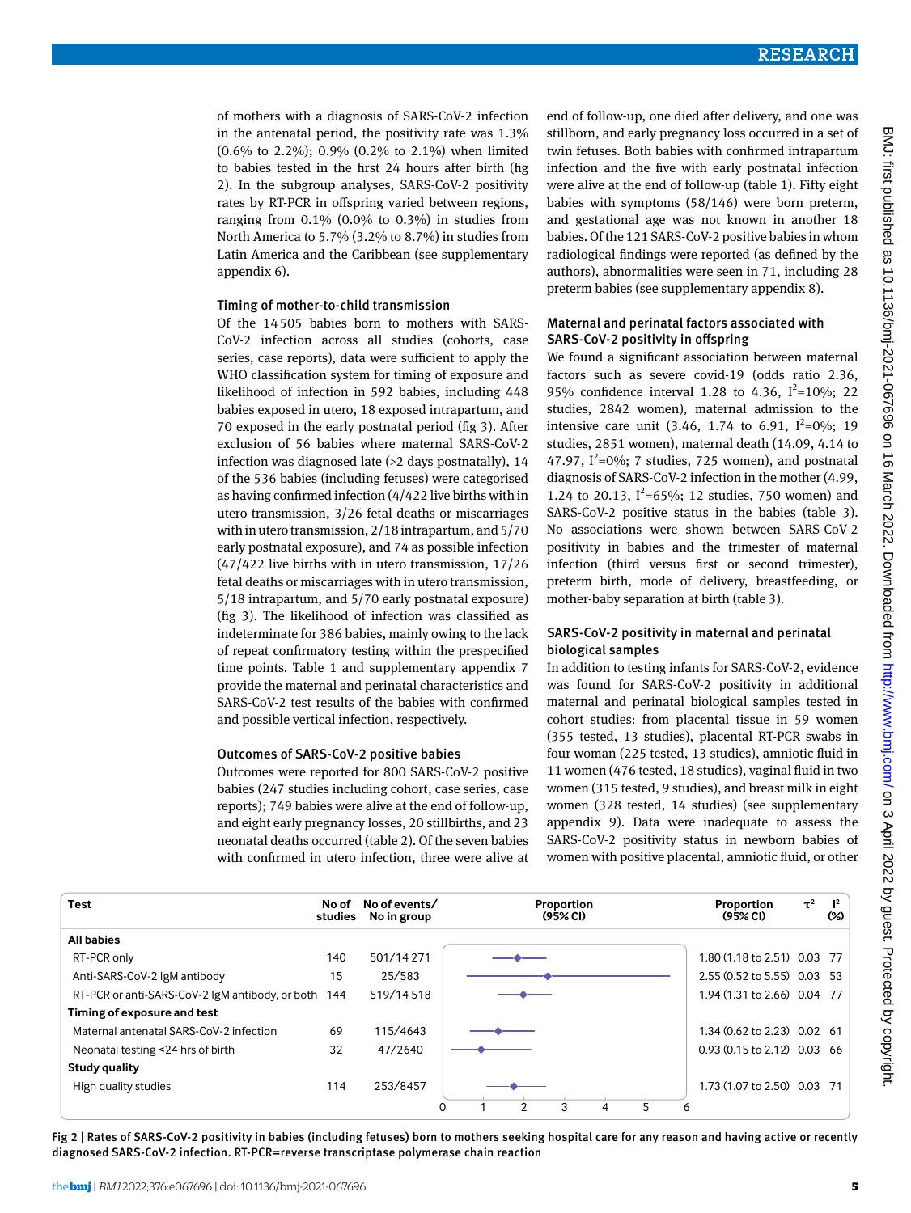of mothers with a diagnosis of SARS-CoV-2 infection in the antenatal period, the positivity rate was 1.3% (0.6% to 2.2%); 0.9% (0.2% to 2.1%) when limited to babies tested in the first 24 hours after birth (fig 2). In the subgroup analyses, SARS-CoV-2 positivity rates by RT-PCR in offspring varied between regions, ranging from 0.1% (0.0% to 0.3%) in studies from North America to 5.7% (3.2% to 8.7%) in studies from Latin America and the Caribbean (see supplementary appendix 6).

### Timing of mother-to-child transmission

Of the 14 505 babies born to mothers with SARS-CoV-2 infection across all studies (cohorts, case series, case reports), data were sufficient to apply the WHO classification system for timing of exposure and likelihood of infection in 592 babies, including 448 babies exposed in utero, 18 exposed intrapartum, and 70 exposed in the early postnatal period (fig 3). After exclusion of 56 babies where maternal SARS-CoV-2 infection was diagnosed late (>2 days postnatally), 14 of the 536 babies (including fetuses) were categorised as having confirmed infection (4/422 live births with in utero transmission, 3/26 fetal deaths or miscarriages with in utero transmission, 2/18 intrapartum, and 5/70 early postnatal exposure), and 74 as possible infection (47/422 live births with in utero transmission, 17/26 fetal deaths or miscarriages with in utero transmission, 5/18 intrapartum, and 5/70 early postnatal exposure) (fig 3). The likelihood of infection was classified as indeterminate for 386 babies, mainly owing to the lack of repeat confirmatory testing within the prespecified time points. Table 1 and supplementary appendix 7 provide the maternal and perinatal characteristics and SARS-CoV-2 test results of the babies with confirmed and possible vertical infection, respectively.

### Outcomes of SARS-CoV-2 positive babies

Outcomes were reported for 800 SARS-CoV-2 positive babies (247 studies including cohort, case series, case reports); 749 babies were alive at the end of follow-up, and eight early pregnancy losses, 20 stillbirths, and 23 neonatal deaths occurred (table 2). Of the seven babies with confirmed in utero infection, three were alive at end of follow-up, one died after delivery, and one was stillborn, and early pregnancy loss occurred in a set of twin fetuses. Both babies with confirmed intrapartum infection and the five with early postnatal infection were alive at the end of follow-up (table 1). Fifty eight babies with symptoms (58/146) were born preterm, and gestational age was not known in another 18 babies. Of the 121 SARS-CoV-2 positive babies in whom radiological findings were reported (as defined by the authors), abnormalities were seen in 71, including 28 preterm babies (see supplementary appendix 8).

### Maternal and perinatal factors associated with SARS-CoV-2 positivity in offspring

We found a significant association between maternal factors such as severe covid-19 (odds ratio 2.36, 95% confidence interval 1.28 to 4.36, $I^2$=10%; 22 studies, 2842 women), maternal admission to the intensive care unit (3.46, 1.74 to 6.91, $I^2$=0%; 19 studies, 2851 women), maternal death (14.09, 4.14 to 47.97, $I^2$=0%; 7 studies, 725 women), and postnatal diagnosis of SARS-CoV-2 infection in the mother (4.99, 1.24 to 20.13, $I^2$=65%; 12 studies, 750 women) and SARS-CoV-2 positive status in the babies (table 3). No associations were shown between SARS-CoV-2 positivity in babies and the trimester of maternal infection (third versus first or second trimester), preterm birth, mode of delivery, breastfeeding, or mother-baby separation at birth (table 3).

### SARS-CoV-2 positivity in maternal and perinatal biological samples

In addition to testing infants for SARS-CoV-2, evidence was found for SARS-CoV-2 positivity in additional maternal and perinatal biological samples tested in cohort studies: from placental tissue in 59 women (355 tested, 13 studies), placental RT-PCR swabs in four woman (225 tested, 13 studies), amniotic fluid in 11 women (476 tested, 18 studies), vaginal fluid in two women (315 tested, 9 studies), and breast milk in eight women (328 tested, 14 studies) (see supplementary appendix 9). Data were inadequate to assess the SARS-CoV-2 positivity status in newborn babies of women with positive placental, amniotic fluid, or other

| Test | No of studies | No of events/ No in group | Proportion (95% CI) | $\tau^2$ | $I^2$ (%) |
|---|---|---|---|---|---|
| **All babies** | | | | | |
| RT-PCR only | 140 | 501/14 271 | 1.80 (1.18 to 2.51) | 0.03 | 77 |
| Anti-SARS-CoV-2 IgM antibody | 15 | 25/583 | 2.55 (0.52 to 5.55) | 0.03 | 53 |
| RT-PCR or anti-SARS-CoV-2 IgM antibody, or both | 144 | 519/14 518 | 1.94 (1.31 to 2.66) | 0.04 | 77 |
| **Timing of exposure and test** | | | | | |
| Maternal antenatal SARS-CoV-2 infection | 69 | 115/4643 | 1.34 (0.62 to 2.23) | 0.02 | 61 |
| Neonatal testing <24 hrs of birth | 32 | 47/2640 | 0.93 (0.15 to 2.12) | 0.03 | 66 |
| **Study quality** | | | | | |
| High quality studies | 114 | 253/8457 | 1.73 (1.07 to 2.50) | 0.03 | 71 |

Fig 2 | Rates of SARS-CoV-2 positivity in babies (including fetuses) born to mothers seeking hospital care for any reason and having active or recently diagnosed SARS-CoV-2 infection. RT-PCR=reverse transcriptase polymerase chain reaction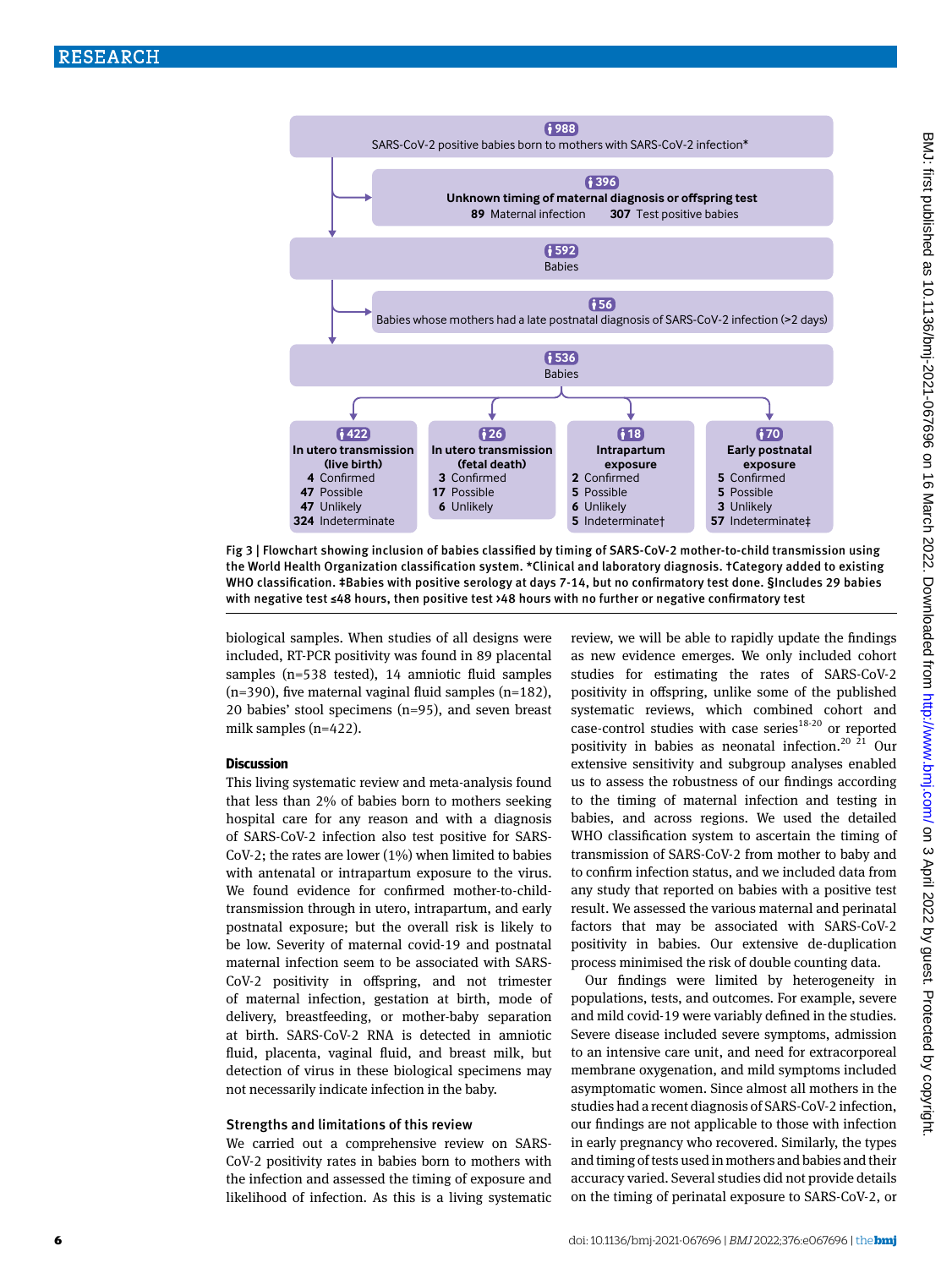988
SARS-CoV-2 positive babies born to mothers with SARS-CoV-2 infection*

396
**Unknown timing of maternal diagnosis or offspring test**
89 Maternal infection — 307 Test positive babies

592
Babies

56
Babies whose mothers had a late postnatal diagnosis of SARS-CoV-2 infection (>2 days)

536
Babies

| 422 In utero transmission (live birth) | 26 In utero transmission (fetal death) | 18 Intrapartum exposure | 70 Early postnatal exposure |
|---|---|---|---|
| 4 Confirmed | 3 Confirmed | 2 Confirmed | 5 Confirmed |
| 47 Possible | 17 Possible | 5 Possible | 5 Possible |
| 47 Unlikely | 6 Unlikely | 6 Unlikely | 3 Unlikely |
| 324 Indeterminate | | 5 Indeterminate† | 57 Indeterminate‡ |

Fig 3 | Flowchart showing inclusion of babies classified by timing of SARS-CoV-2 mother-to-child transmission using the World Health Organization classification system. *Clinical and laboratory diagnosis. †Category added to existing WHO classification. ‡Babies with positive serology at days 7-14, but no confirmatory test done. §Includes 29 babies with negative test ≤48 hours, then positive test >48 hours with no further or negative confirmatory test

biological samples. When studies of all designs were included, RT-PCR positivity was found in 89 placental samples (n=538 tested), 14 amniotic fluid samples (n=390), five maternal vaginal fluid samples (n=182), 20 babies' stool specimens (n=95), and seven breast milk samples (n=422).

## Discussion

This living systematic review and meta-analysis found that less than 2% of babies born to mothers seeking hospital care for any reason and with a diagnosis of SARS-CoV-2 infection also test positive for SARS-CoV-2; the rates are lower (1%) when limited to babies with antenatal or intrapartum exposure to the virus. We found evidence for confirmed mother-to-child-transmission through in utero, intrapartum, and early postnatal exposure; but the overall risk is likely to be low. Severity of maternal covid-19 and postnatal maternal infection seem to be associated with SARS-CoV-2 positivity in offspring, and not trimester of maternal infection, gestation at birth, mode of delivery, breastfeeding, or mother-baby separation at birth. SARS-CoV-2 RNA is detected in amniotic fluid, placenta, vaginal fluid, and breast milk, but detection of virus in these biological specimens may not necessarily indicate infection in the baby.

### Strengths and limitations of this review

We carried out a comprehensive review on SARS-CoV-2 positivity rates in babies born to mothers with the infection and assessed the timing of exposure and likelihood of infection. As this is a living systematic review, we will be able to rapidly update the findings as new evidence emerges. We only included cohort studies for estimating the rates of SARS-CoV-2 positivity in offspring, unlike some of the published systematic reviews, which combined cohort and case-control studies with case series[18-20] or reported positivity in babies as neonatal infection.[20 21] Our extensive sensitivity and subgroup analyses enabled us to assess the robustness of our findings according to the timing of maternal infection and testing in babies, and across regions. We used the detailed WHO classification system to ascertain the timing of transmission of SARS-CoV-2 from mother to baby and to confirm infection status, and we included data from any study that reported on babies with a positive test result. We assessed the various maternal and perinatal factors that may be associated with SARS-CoV-2 positivity in babies. Our extensive de-duplication process minimised the risk of double counting data.

Our findings were limited by heterogeneity in populations, tests, and outcomes. For example, severe and mild covid-19 were variably defined in the studies. Severe disease included severe symptoms, admission to an intensive care unit, and need for extracorporeal membrane oxygenation, and mild symptoms included asymptomatic women. Since almost all mothers in the studies had a recent diagnosis of SARS-CoV-2 infection, our findings are not applicable to those with infection in early pregnancy who recovered. Similarly, the types and timing of tests used in mothers and babies and their accuracy varied. Several studies did not provide details on the timing of perinatal exposure to SARS-CoV-2, or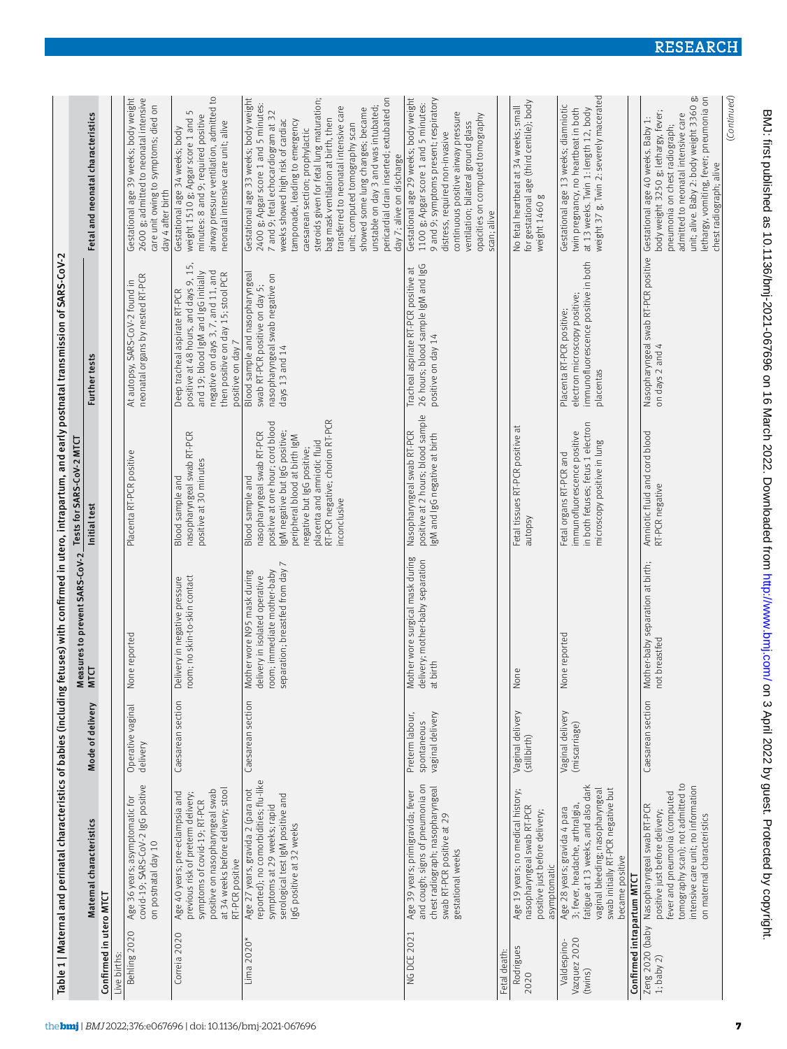Table 1 | Maternal and perinatal characteristics of babies (including fetuses) with confirmed in utero, intrapartum, and early postnatal transmission of SARS-CoV-2

| | Maternal characteristics | Mode of delivery | Measures to prevent SARS-CoV-2 MTCT | Tests for SARS-CoV-2 MTCT | | Fetal and neonatal characteristics |
|---|---|---|---|---|---|---|
| | | | | Initial test | Further tests | |
| **Confirmed in utero MTCT** | | | | | | |
| Live births: | | | | | | |
| Behling 2020 | Age 36 years; asymptomatic for covid-19; SARS-CoV-2 IgG positive on postnatal day 10 | Operative vaginal delivery | None reported | Placenta RT-PCR positive | At autopsy, SARS-CoV-2 found in neonatal organs by nested RT-PCR | Gestational age 39 weeks; body weight 2600 g; admitted to neonatal intensive care unit owing to symptoms; died on day 4 after birth |
| Correia 2020 | Age 40 years; pre-eclampsia and previous risk of preterm delivery; symptoms of covid-19; RT-PCR positive on nasopharyngeal swab at 34 weeks before delivery; stool RT-PCR positive | Caesarean section | Delivery in negative pressure room; no skin-to-skin contact | Blood sample and nasopharyngeal swab RT-PCR positive at 30 minutes | Deep tracheal aspirate RT-PCR positive at 48 hours, and days 9, 15, and 19; blood IgM and IgG initially negative on days 3, 7, and 11, and then positive on day 15; stool PCR positive on day 7 | Gestational age 34 weeks; body weight 1510 g; Apgar score 1 and 5 minutes: 8 and 9; required positive airway pressure ventilation, admitted to neonatal intensive care unit; alive |
| Lima 2020* | Age 27 years, gravida 2 (para not reported); no comorbidities; flu-like symptoms at 29 weeks; rapid serological test IgM positive and IgG positive at 32 weeks | Caesarean section | Mother wore N95 mask during delivery in isolated operative room; immediate mother-baby separation; breastfed from day 7 | Blood sample and nasopharyngeal swab RT-PCR positive at one hour; cord blood IgM negative but IgG positive; peripheral blood at birth IgM negative but IgG positive; placenta and amniotic fluid RT-PCR negative; chorion RT-PCR inconclusive | Blood sample and nasopharyngeal swab RT-PCR positive on day 5; nasopharyngeal swab negative on days 13 and 14 | Gestational age 33 weeks; body weight 2400 g; Apgar score 1 and 5 minutes: 7 and 9; fetal echocardiogram at 32 weeks showed high risk of cardiac tamponade, leading to emergency caesarean section; prophylactic steroids given for fetal lung maturation; bag mask ventilation at birth, then transferred to neonatal intensive care unit; computed tomography scan showed some lung changes; became unstable on day 3 and was intubated; pericardial drain inserted; extubated on day 7; alive on discharge |
| NG DCE 2021 | Age 39 years; primigravida; fever and cough; signs of pneumonia on chest radiograph; nasopharyngeal swab RT-PCR positive at 29 gestational weeks | Preterm labour, spontaneous vaginal delivery | Mother wore surgical mask during delivery; mother-baby separation at birth | Nasopharyngeal swab RT-PCR positive at 2 hours; blood sample IgM and IgG negative at birth | Tracheal aspirate RT-PCR positive at 26 hours; blood sample IgM and IgG positive on day 14 | Gestational age 29 weeks; body weight 1100 g; Apgar score 1 and 5 minutes: 9 and 9; symptoms present; respiratory distress, required non-invasive continuous positive airway pressure ventilation; bilateral ground glass opacities on computed tomography scan; alive |
| Fetal death: | | | | | | |
| Rodrigues 2020 | Age 19 years; no medical history; nasopharyngeal swab RT-PCR positive just before delivery; asymptomatic | Vaginal delivery (stillbirth) | None | Fetal tissues RT-PCR positive at autopsy | | No fetal heartbeat at 34 weeks; small for gestational age (third centile); body weight 1460 g |
| Valdespino-Vazquez 2020 (twins) | Age 28 years; gravida 4 para 3; fever, headache, arthralgia, fatigue at 13 weeks, and also dark vaginal bleeding; nasopharyngeal swab initially RT-PCR negative but became positive | Vaginal delivery (miscarriage) | None reported | Fetal organs RT-PCR and immunofluorescence positive in both fetuses; fetus 1 electron microscopy positive in lung | Placenta RT-PCR positive; electron microscopy positive; immunofluorescence positive in both placentas | Gestational age 13 weeks; diamniotic twin pregnancy, no heartbeat in both at 13 weeks. Twin 1: length 12, body weight 37 g. Twin 2: severely macerated |
| **Confirmed intrapartum MTCT** | | | | | | |
| Zeng 2020 (baby 1; baby 2) | Nasopharyngeal swab RT-PCR positive just before delivery; fever and pneumonia (computed tomography scan); not admitted to intensive care unit; no information on maternal characteristics | Caesarean section | Mother-baby separation at birth; not breastfed | Amniotic fluid and cord blood RT-PCR negative | Nasopharyngeal swab RT-PCR positive on days 2 and 4 | Gestational age 40 weeks. Baby 1: body weight 3250 g; lethargy, fever; pneumonia on chest radiograph; admitted to neonatal intensive care unit; alive. Baby 2: body weight 3360 g; lethargy, vomiting, fever; pneumonia on chest radiograph; alive |

(Continued)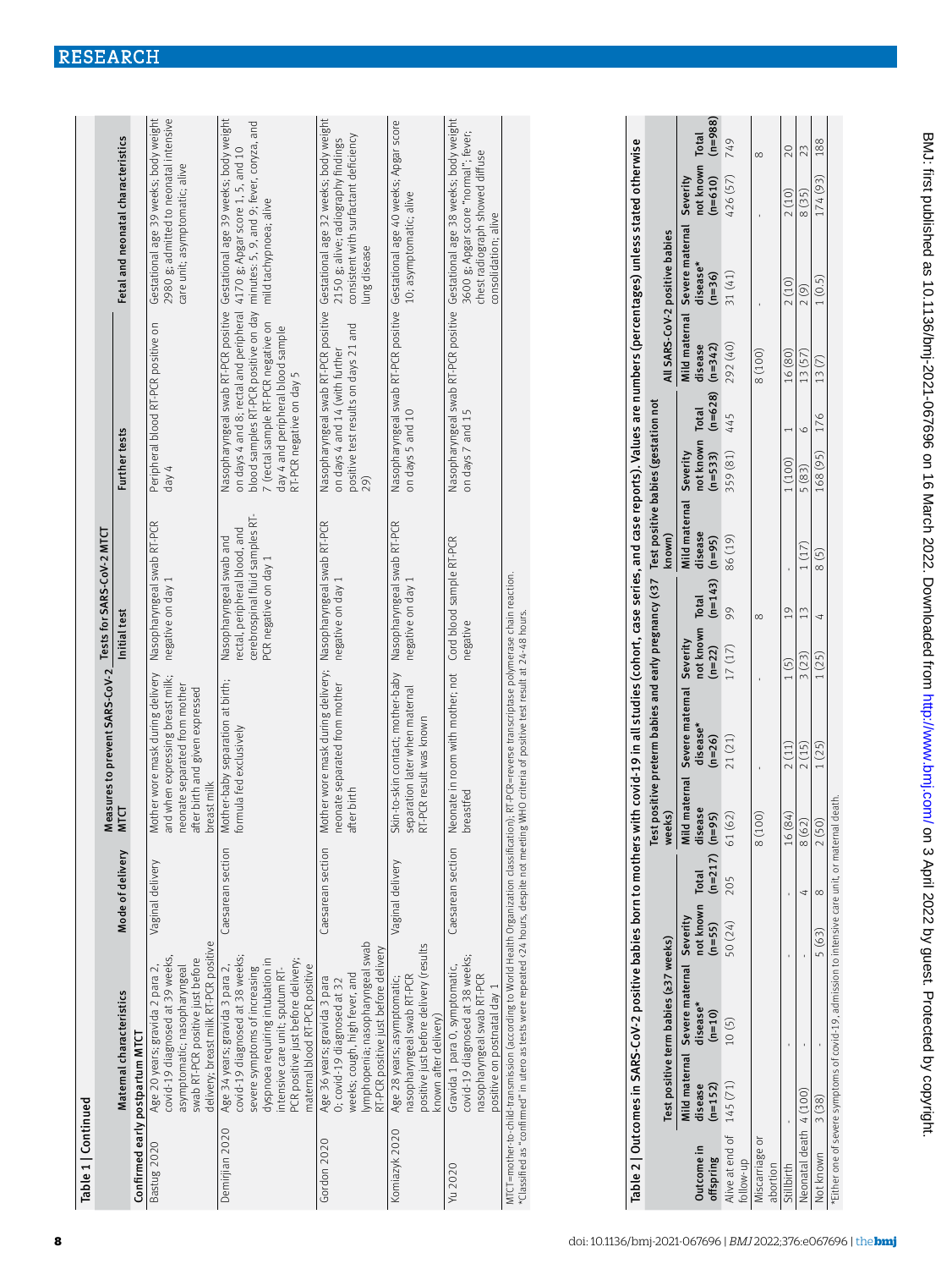Table 1 | Continued

| Maternal characteristics | Mode of delivery | Measures to prevent SARS-CoV-2 MTCT | Tests for SARS-CoV-2 MTCT: Initial test | Tests for SARS-CoV-2 MTCT: Further tests | Fetal and neonatal characteristics |
|---|---|---|---|---|---|
| **Confirmed early postpartum MTCT** | | | | | |
| Bastug 2020: Age 20 years; gravida 2 para 2, covid-19 diagnosed at 39 weeks, asymptomatic; nasopharyngeal swab RT-PCR positive just before delivery; breast milk RT-PCR positive | Vaginal delivery | Mother wore mask during delivery and when expressing breast milk; neonate separated from mother after birth and given expressed breast milk | Nasopharyngeal swab RT-PCR negative on day 1 | Peripheral blood RT-PCR positive on day 4 | Gestational age 39 weeks; body weight 2980 g; admitted to neonatal intensive care unit; asymptomatic; alive |
| Demirjian 2020: Age 34 years; gravida 3 para 2, covid-19 diagnosed at 38 weeks; severe symptoms of increasing dyspnoea requiring intubation in intensive care unit; sputum RT-PCR positive just before delivery; maternal blood RT-PCR positive | Caesarean section | Mother-baby separation at birth; formula fed exclusively | Nasopharyngeal swab and rectal, peripheral blood, and cerebrospinal fluid samples RT-PCR negative on day 1 | Nasopharyngeal swab RT-PCR positive on days 4 and 8; rectal and peripheral blood samples RT-PCR positive on day 7 (rectal sample RT-PCR negative on day 4 and peripheral blood sample RT-PCR negative on day 5 | Gestational age 39 weeks; body weight 4170 g; Apgar score 1, 5, and 10 minutes: 5, 9, and 9; fever, coryza, and mild tachypnoea; alive |
| Gordon 2020: Age 36 years; gravida 3 para 0; covid-19 diagnosed at 32 weeks; cough, high fever, and lymphopenia; nasopharyngeal swab RT-PCR positive just before delivery | Caesarean section | Mother wore mask during delivery; neonate separated from mother after birth | Nasopharyngeal swab RT-PCR negative on day 1 | Nasopharyngeal swab RT-PCR positive on days 4 and 14 (with further positive test results on days 21 and 29) | Gestational age 32 weeks; body weight 2150 g; alive; radiography findings consistent with surfactant deficiency lung disease |
| Komiazyk 2020: Age 28 years; asymptomatic; nasopharyngeal swab RT-PCR positive just before delivery (results known after delivery) | Vaginal delivery | Skin-to-skin contact; mother-baby separation later when maternal RT-PCR result was known | Nasopharyngeal swab RT-PCR negative on day 1 | Nasopharyngeal swab RT-PCR positive on days 5 and 10 | Gestational age 40 weeks; Apgar score 10; asymptomatic; alive |
| Yu 2020: Gravida 1 para 0, symptomatic, covid-19 diagnosed at 38 weeks; nasopharyngeal swab RT-PCR positive on postnatal day 1 | Caesarean section | Neonate in room with mother; not breastfed | Cord blood sample RT-PCR negative | Nasopharyngeal swab RT-PCR positive on days 7 and 15 | Gestational age 38 weeks; body weight 3600 g; Apgar score "normal"; fever; chest radiograph showed diffuse consolidation; alive |

MTCT=mother-to-child-transmission (according to World Health Organization classification); RT-PCR=reverse transcriptase polymerase chain reaction.
*Classified as "confirmed" in utero as tests were repeated <24 hours, despite not meeting WHO criteria of positive test result at 24-48 hours.

Table 2 | Outcomes in SARS-CoV-2 positive babies born to mothers with covid-19 in all studies (cohort, case series, and case reports). Values are numbers (percentages) unless stated otherwise

| Outcome in offspring | Test positive term babies (≥37 weeks): Mild maternal disease (n=152) | Severe maternal disease* (n=10) | Severity not known (n=55) | Total (n=217) | Test positive preterm babies and early pregnancy (<37 weeks): Mild maternal disease (n=95) | Severe maternal disease* (n=26) | Severity not known (n=22) | Total (n=143) | Test positive babies (gestation not known): Mild maternal disease (n=95) | Severity not known (n=533) | Total (n=628) | All SARS-CoV-2 positive babies: Mild maternal disease (n=342) | Severe maternal disease* (n=36) | Severity not known (n=610) | Total (n=988) |
|---|---|---|---|---|---|---|---|---|---|---|---|---|---|---|---|
| Alive at end of follow-up | 145 (71) | 10 (5) | 50 (24) | 205 | 61 (62) | 21 (21) | 17 (17) | 99 | 86 (19) | 359 (81) | 445 | 292 (40) | 31 (41) | 426 (57) | 749 |
| Miscarriage or abortion | | | | | 8 (100) | - | - | 8 | | | | 8 (100) | - | - | 8 |
| Stillbirth | - | - | - | - | 16 (84) | 2 (11) | 1 (5) | 19 | - | 1 (100) | 1 | 16 (80) | 2 (10) | 2 (10) | 20 |
| Neonatal death | 4 (100) | - | - | 4 | 8 (62) | 2 (15) | 3 (23) | 13 | 1 (17) | 5 (83) | 6 | 13 (57) | 2 (9) | 8 (35) | 23 |
| Not known | 3 (38) | - | 5 (63) | 8 | 2 (50) | 1 (25) | 1 (25) | 4 | 8 (5) | 168 (95) | 176 | 13 (7) | 1 (0.5) | 174 (93) | 188 |

*Either one of severe symptoms of covid-19, admission to intensive care unit, or maternal death.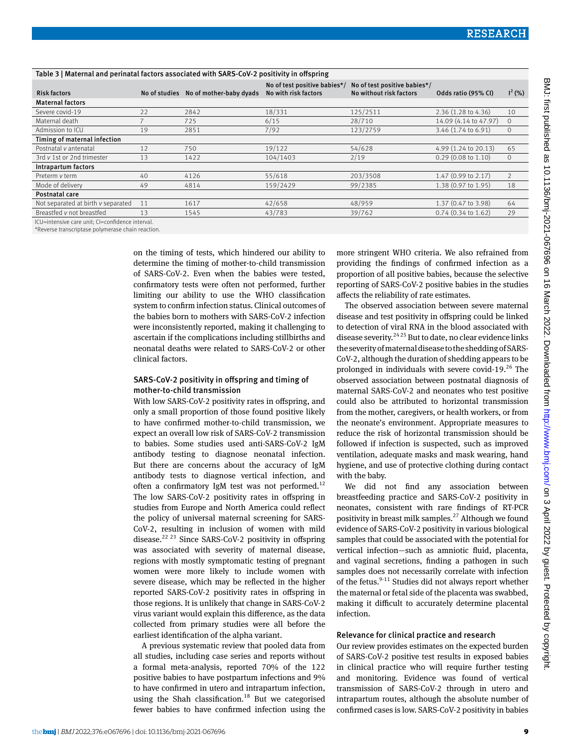Table 3 | Maternal and perinatal factors associated with SARS-CoV-2 positivity in offspring

| Risk factors | No of studies | No of mother-baby dyads | No of test positive babies*/ No with risk factors | No of test positive babies*/ No without risk factors | Odds ratio (95% CI) | $I^2$ (%) |
|---|---|---|---|---|---|---|
| **Maternal factors** | | | | | | |
| Severe covid-19 | 22 | 2842 | 18/331 | 125/2511 | 2.36 (1.28 to 4.36) | 10 |
| Maternal death | 7 | 725 | 6/15 | 28/710 | 14.09 (4.14 to 47.97) | 0 |
| Admission to ICU | 19 | 2851 | 7/92 | 123/2759 | 3.46 (1.74 to 6.91) | 0 |
| **Timing of maternal infection** | | | | | | |
| Postnatal *v* antenatal | 12 | 750 | 19/122 | 54/628 | 4.99 (1.24 to 20.13) | 65 |
| 3rd *v* 1st or 2nd trimester | 13 | 1422 | 104/1403 | 2/19 | 0.29 (0.08 to 1.10) | 0 |
| **Intrapartum factors** | | | | | | |
| Preterm *v* term | 40 | 4126 | 55/618 | 203/3508 | 1.47 (0.99 to 2.17) | 2 |
| Mode of delivery | 49 | 4814 | 159/2429 | 99/2385 | 1.38 (0.97 to 1.95) | 18 |
| **Postnatal care** | | | | | | |
| Not separated at birth *v* separated | 11 | 1617 | 42/658 | 48/959 | 1.37 (0.47 to 3.98) | 64 |
| Breastfed *v* not breastfed | 13 | 1545 | 43/783 | 39/762 | 0.74 (0.34 to 1.62) | 29 |

ICU=intensive care unit; CI=confidence interval.
*Reverse transcriptase polymerase chain reaction.

on the timing of tests, which hindered our ability to determine the timing of mother-to-child transmission of SARS-CoV-2. Even when the babies were tested, confirmatory tests were often not performed, further limiting our ability to use the WHO classification system to confirm infection status. Clinical outcomes of the babies born to mothers with SARS-CoV-2 infection were inconsistently reported, making it challenging to ascertain if the complications including stillbirths and neonatal deaths were related to SARS-CoV-2 or other clinical factors.

### SARS-CoV-2 positivity in offspring and timing of mother-to-child transmission

With low SARS-CoV-2 positivity rates in offspring, and only a small proportion of those found positive likely to have confirmed mother-to-child transmission, we expect an overall low risk of SARS-CoV-2 transmission to babies. Some studies used anti-SARS-CoV-2 IgM antibody testing to diagnose neonatal infection. But there are concerns about the accuracy of IgM antibody tests to diagnose vertical infection, and often a confirmatory IgM test was not performed.[12] The low SARS-CoV-2 positivity rates in offspring in studies from Europe and North America could reflect the policy of universal maternal screening for SARS-CoV-2, resulting in inclusion of women with mild disease.[22 23] Since SARS-CoV-2 positivity in offspring was associated with severity of maternal disease, regions with mostly symptomatic testing of pregnant women were more likely to include women with severe disease, which may be reflected in the higher reported SARS-CoV-2 positivity rates in offspring in those regions. It is unlikely that change in SARS-CoV-2 virus variant would explain this difference, as the data collected from primary studies were all before the earliest identification of the alpha variant.

A previous systematic review that pooled data from all studies, including case series and reports without a formal meta-analysis, reported 70% of the 122 positive babies to have postpartum infections and 9% to have confirmed in utero and intrapartum infection, using the Shah classification.[18] But we categorised fewer babies to have confirmed infection using the more stringent WHO criteria. We also refrained from providing the findings of confirmed infection as a proportion of all positive babies, because the selective reporting of SARS-CoV-2 positive babies in the studies affects the reliability of rate estimates.

The observed association between severe maternal disease and test positivity in offspring could be linked to detection of viral RNA in the blood associated with disease severity.[24 25] But to date, no clear evidence links the severity of maternal disease to the shedding of SARS-CoV-2, although the duration of shedding appears to be prolonged in individuals with severe covid-19.[26] The observed association between postnatal diagnosis of maternal SARS-CoV-2 and neonates who test positive could also be attributed to horizontal transmission from the mother, caregivers, or health workers, or from the neonate's environment. Appropriate measures to reduce the risk of horizontal transmission should be followed if infection is suspected, such as improved ventilation, adequate masks and mask wearing, hand hygiene, and use of protective clothing during contact with the baby.

We did not find any association between breastfeeding practice and SARS-CoV-2 positivity in neonates, consistent with rare findings of RT-PCR positivity in breast milk samples.[27] Although we found evidence of SARS-CoV-2 positivity in various biological samples that could be associated with the potential for vertical infection—such as amniotic fluid, placenta, and vaginal secretions, finding a pathogen in such samples does not necessarily correlate with infection of the fetus.[9-11] Studies did not always report whether the maternal or fetal side of the placenta was swabbed, making it difficult to accurately determine placental infection.

### Relevance for clinical practice and research

Our review provides estimates on the expected burden of SARS-CoV-2 positive test results in exposed babies in clinical practice who will require further testing and monitoring. Evidence was found of vertical transmission of SARS-CoV-2 through in utero and intrapartum routes, although the absolute number of confirmed cases is low. SARS-CoV-2 positivity in babies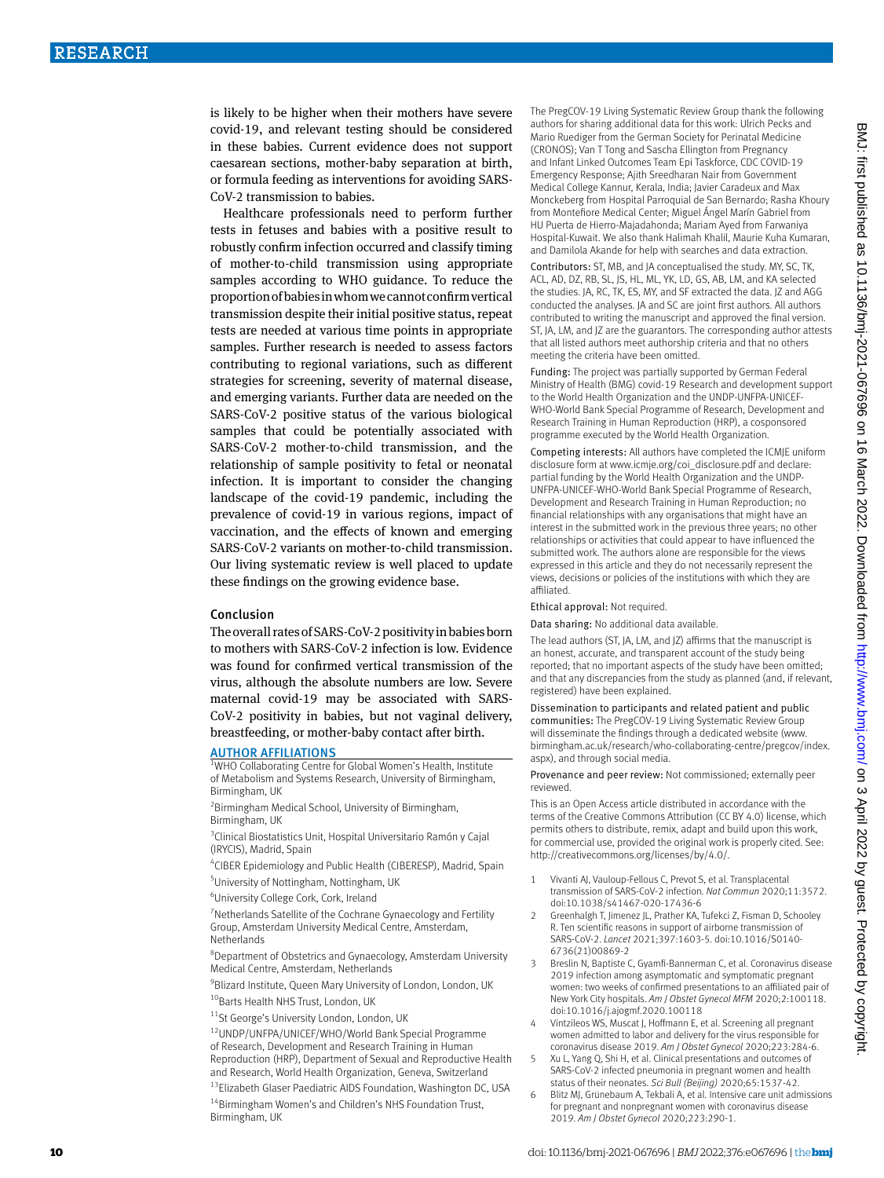is likely to be higher when their mothers have severe covid-19, and relevant testing should be considered in these babies. Current evidence does not support caesarean sections, mother-baby separation at birth, or formula feeding as interventions for avoiding SARS-CoV-2 transmission to babies.

Healthcare professionals need to perform further tests in fetuses and babies with a positive result to robustly confirm infection occurred and classify timing of mother-to-child transmission using appropriate samples according to WHO guidance. To reduce the proportion of babies in whom we cannot confirm vertical transmission despite their initial positive status, repeat tests are needed at various time points in appropriate samples. Further research is needed to assess factors contributing to regional variations, such as different strategies for screening, severity of maternal disease, and emerging variants. Further data are needed on the SARS-CoV-2 positive status of the various biological samples that could be potentially associated with SARS-CoV-2 mother-to-child transmission, and the relationship of sample positivity to fetal or neonatal infection. It is important to consider the changing landscape of the covid-19 pandemic, including the prevalence of covid-19 in various regions, impact of vaccination, and the effects of known and emerging SARS-CoV-2 variants on mother-to-child transmission. Our living systematic review is well placed to update these findings on the growing evidence base.

## Conclusion

The overall rates of SARS-CoV-2 positivity in babies born to mothers with SARS-CoV-2 infection is low. Evidence was found for confirmed vertical transmission of the virus, although the absolute numbers are low. Severe maternal covid-19 may be associated with SARS-CoV-2 positivity in babies, but not vaginal delivery, breastfeeding, or mother-baby contact after birth.

## AUTHOR AFFILIATIONS

[1]WHO Collaborating Centre for Global Women's Health, Institute of Metabolism and Systems Research, University of Birmingham, Birmingham, UK

[2]Birmingham Medical School, University of Birmingham, Birmingham, UK

[3]Clinical Biostatistics Unit, Hospital Universitario Ramón y Cajal (IRYCIS), Madrid, Spain

[4]CIBER Epidemiology and Public Health (CIBERESP), Madrid, Spain

[5]University of Nottingham, Nottingham, UK

[6]University College Cork, Cork, Ireland

[7]Netherlands Satellite of the Cochrane Gynaecology and Fertility Group, Amsterdam University Medical Centre, Amsterdam, Netherlands

[8]Department of Obstetrics and Gynaecology, Amsterdam University Medical Centre, Amsterdam, Netherlands

[9]Blizard Institute, Queen Mary University of London, London, UK

[10]Barts Health NHS Trust, London, UK

[11]St George's University London, London, UK

[12]UNDP/UNFPA/UNICEF/WHO/World Bank Special Programme of Research, Development and Research Training in Human Reproduction (HRP), Department of Sexual and Reproductive Health and Research, World Health Organization, Geneva, Switzerland

[13]Elizabeth Glaser Paediatric AIDS Foundation, Washington DC, USA

[14]Birmingham Women's and Children's NHS Foundation Trust, Birmingham, UK

The PregCOV-19 Living Systematic Review Group thank the following authors for sharing additional data for this work: Ulrich Pecks and Mario Ruediger from the German Society for Perinatal Medicine (CRONOS); Van T Tong and Sascha Ellington from Pregnancy and Infant Linked Outcomes Team Epi Taskforce, CDC COVID-19 Emergency Response; Ajith Sreedharan Nair from Government Medical College Kannur, Kerala, India; Javier Caradeux and Max Monckeberg from Hospital Parroquial de San Bernardo; Rasha Khoury from Montefiore Medical Center; Miguel Ángel Marín Gabriel from HU Puerta de Hierro-Majadahonda; Mariam Ayed from Farwaniya Hospital-Kuwait. We also thank Halimah Khalil, Maurie Kuha Kumaran, and Damilola Akande for help with searches and data extraction.

**Contributors:** ST, MB, and JA conceptualised the study. MY, SC, TK, ACL, AD, DZ, RB, SL, JS, HL, ML, YK, LD, GS, AB, LM, and KA selected the studies. JA, RC, TK, ES, MY, and SF extracted the data. JZ and AGG conducted the analyses. JA and SC are joint first authors. All authors contributed to writing the manuscript and approved the final version. ST, JA, LM, and JZ are the guarantors. The corresponding author attests that all listed authors meet authorship criteria and that no others meeting the criteria have been omitted.

**Funding:** The project was partially supported by German Federal Ministry of Health (BMG) covid-19 Research and development support to the World Health Organization and the UNDP-UNFPA-UNICEF-WHO-World Bank Special Programme of Research, Development and Research Training in Human Reproduction (HRP), a cosponsored programme executed by the World Health Organization.

**Competing interests:** All authors have completed the ICMJE uniform disclosure form at www.icmje.org/coi_disclosure.pdf and declare: partial funding by the World Health Organization and the UNDP-UNFPA-UNICEF-WHO-World Bank Special Programme of Research, Development and Research Training in Human Reproduction; no financial relationships with any organisations that might have an interest in the submitted work in the previous three years; no other relationships or activities that could appear to have influenced the submitted work. The authors alone are responsible for the views expressed in this article and they do not necessarily represent the views, decisions or policies of the institutions with which they are affiliated.

**Ethical approval:** Not required.

**Data sharing:** No additional data available.

The lead authors (ST, JA, LM, and JZ) affirms that the manuscript is an honest, accurate, and transparent account of the study being reported; that no important aspects of the study have been omitted; and that any discrepancies from the study as planned (and, if relevant, registered) have been explained.

**Dissemination to participants and related patient and public communities:** The PregCOV-19 Living Systematic Review Group will disseminate the findings through a dedicated website (www.birmingham.ac.uk/research/who-collaborating-centre/pregcov/index.aspx), and through social media.

**Provenance and peer review:** Not commissioned; externally peer reviewed.

This is an Open Access article distributed in accordance with the terms of the Creative Commons Attribution (CC BY 4.0) license, which permits others to distribute, remix, adapt and build upon this work, for commercial use, provided the original work is properly cited. See: http://creativecommons.org/licenses/by/4.0/.

1. Vivanti AJ, Vauloup-Fellous C, Prevot S, et al. Transplacental transmission of SARS-CoV-2 infection. *Nat Commun* 2020;11:3572. doi:10.1038/s41467-020-17436-6
2. Greenhalgh T, Jimenez JL, Prather KA, Tufekci Z, Fisman D, Schooley R. Ten scientific reasons in support of airborne transmission of SARS-CoV-2. *Lancet* 2021;397:1603-5. doi:10.1016/S0140-6736(21)00869-2
3. Breslin N, Baptiste C, Gyamfi-Bannerman C, et al. Coronavirus disease 2019 infection among asymptomatic and symptomatic pregnant women: two weeks of confirmed presentations to an affiliated pair of New York City hospitals. *Am J Obstet Gynecol MFM* 2020;2:100118. doi:10.1016/j.ajogmf.2020.100118
4. Vintzileos WS, Muscat J, Hoffmann E, et al. Screening all pregnant women admitted to labor and delivery for the virus responsible for coronavirus disease 2019. *Am J Obstet Gynecol* 2020;223:284-6.
5. Xu L, Yang Q, Shi H, et al. Clinical presentations and outcomes of SARS-CoV-2 infected pneumonia in pregnant women and health status of their neonates. *Sci Bull (Beijing)* 2020;65:1537-42.
6. Blitz MJ, Grünebaum A, Tekbali A, et al. Intensive care unit admissions for pregnant and nonpregnant women with coronavirus disease 2019. *Am J Obstet Gynecol* 2020;223:290-1.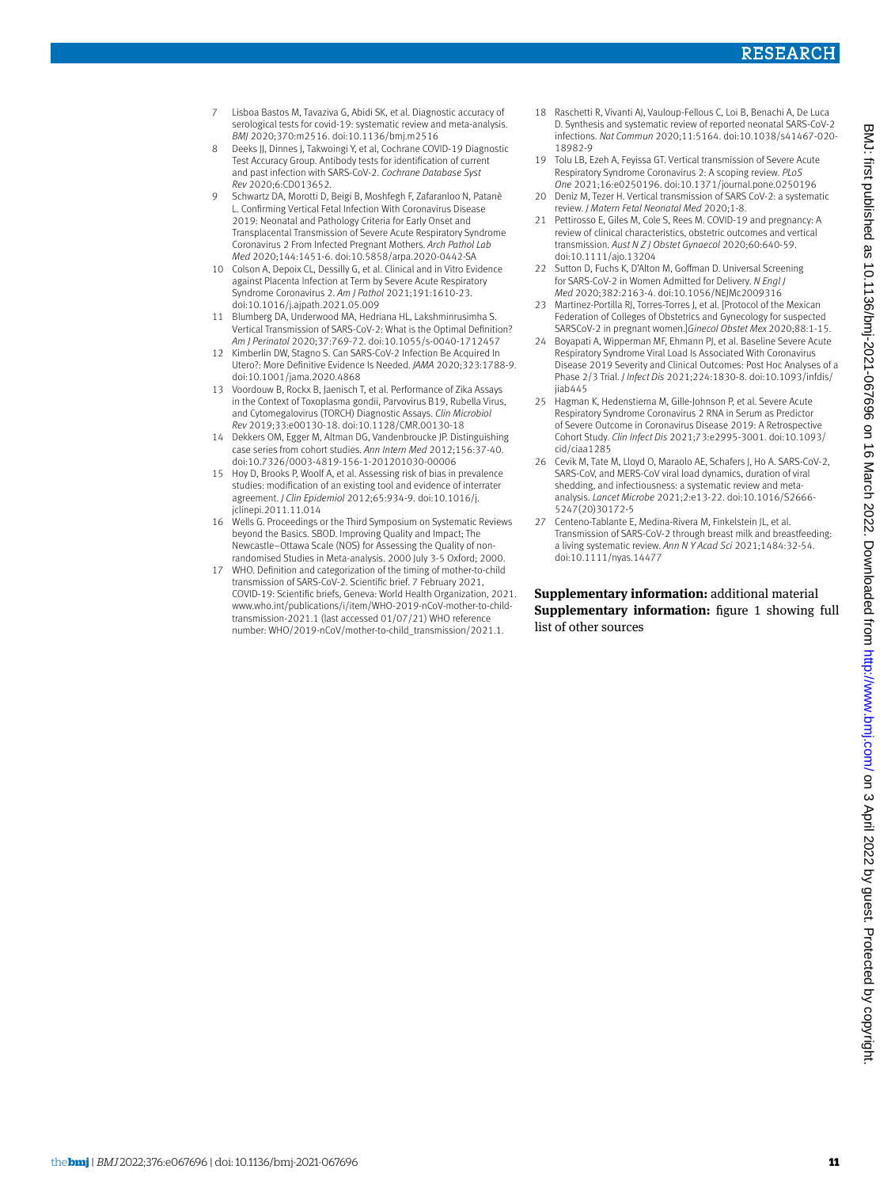7 Lisboa Bastos M, Tavaziva G, Abidi SK, et al. Diagnostic accuracy of serological tests for covid-19: systematic review and meta-analysis. *BMJ* 2020;370:m2516. doi:10.1136/bmj.m2516

8 Deeks JJ, Dinnes J, Takwoingi Y, et al, Cochrane COVID-19 Diagnostic Test Accuracy Group. Antibody tests for identification of current and past infection with SARS-CoV-2. *Cochrane Database Syst Rev* 2020;6:CD013652.

9 Schwartz DA, Morotti D, Beigi B, Moshfegh F, Zafaranloo N, Patanè L. Confirming Vertical Fetal Infection With Coronavirus Disease 2019: Neonatal and Pathology Criteria for Early Onset and Transplacental Transmission of Severe Acute Respiratory Syndrome Coronavirus 2 From Infected Pregnant Mothers. *Arch Pathol Lab Med* 2020;144:1451-6. doi:10.5858/arpa.2020-0442-SA

10 Colson A, Depoix CL, Dessilly G, et al. Clinical and in Vitro Evidence against Placenta Infection at Term by Severe Acute Respiratory Syndrome Coronavirus 2. *Am J Pathol* 2021;191:1610-23. doi:10.1016/j.ajpath.2021.05.009

11 Blumberg DA, Underwood MA, Hedriana HL, Lakshminrusimha S. Vertical Transmission of SARS-CoV-2: What is the Optimal Definition? *Am J Perinatol* 2020;37:769-72. doi:10.1055/s-0040-1712457

12 Kimberlin DW, Stagno S. Can SARS-CoV-2 Infection Be Acquired In Utero?: More Definitive Evidence Is Needed. *JAMA* 2020;323:1788-9. doi:10.1001/jama.2020.4868

13 Voordouw B, Rockx B, Jaenisch T, et al. Performance of Zika Assays in the Context of Toxoplasma gondii, Parvovirus B19, Rubella Virus, and Cytomegalovirus (TORCH) Diagnostic Assays. *Clin Microbiol Rev* 2019;33:e00130-18. doi:10.1128/CMR.00130-18

14 Dekkers OM, Egger M, Altman DG, Vandenbroucke JP. Distinguishing case series from cohort studies. *Ann Intern Med* 2012;156:37-40. doi:10.7326/0003-4819-156-1-201201030-00006

15 Hoy D, Brooks P, Woolf A, et al. Assessing risk of bias in prevalence studies: modification of an existing tool and evidence of interrater agreement. *J Clin Epidemiol* 2012;65:934-9. doi:10.1016/j.jclinepi.2011.11.014

16 Wells G. Proceedings or the Third Symposium on Systematic Reviews beyond the Basics. SBOD. Improving Quality and Impact; The Newcastle–Ottawa Scale (NOS) for Assessing the Quality of non-randomised Studies in Meta-analysis. 2000 July 3-5 Oxford; 2000.

17 WHO. Definition and categorization of the timing of mother-to-child transmission of SARS-CoV-2. Scientific brief. 7 February 2021, COVID-19: Scientific briefs, Geneva: World Health Organization, 2021. www.who.int/publications/i/item/WHO-2019-nCoV-mother-to-child-transmission-2021.1 (last accessed 01/07/21) WHO reference number: WHO/2019-nCoV/mother-to-child_transmission/2021.1.

18 Raschetti R, Vivanti AJ, Vauloup-Fellous C, Loi B, Benachi A, De Luca D. Synthesis and systematic review of reported neonatal SARS-CoV-2 infections. *Nat Commun* 2020;11:5164. doi:10.1038/s41467-020-18982-9

19 Tolu LB, Ezeh A, Feyissa GT. Vertical transmission of Severe Acute Respiratory Syndrome Coronavirus 2: A scoping review. *PLoS One* 2021;16:e0250196. doi:10.1371/journal.pone.0250196

20 Deniz M, Tezer H. Vertical transmission of SARS CoV-2: a systematic review. *J Matern Fetal Neonatal Med* 2020;1-8.

21 Pettirosso E, Giles M, Cole S, Rees M. COVID-19 and pregnancy: A review of clinical characteristics, obstetric outcomes and vertical transmission. *Aust N Z J Obstet Gynaecol* 2020;60:640-59. doi:10.1111/ajo.13204

22 Sutton D, Fuchs K, D'Alton M, Goffman D. Universal Screening for SARS-CoV-2 in Women Admitted for Delivery. *N Engl J Med* 2020;382:2163-4. doi:10.1056/NEJMc2009316

23 Martinez-Portilla RJ, Torres-Torres J, et al. [Protocol of the Mexican Federation of Colleges of Obstetrics and Gynecology for suspected SARSCoV-2 in pregnant women.]*Ginecol Obstet Mex* 2020;88:1-15.

24 Boyapati A, Wipperman MF, Ehmann PJ, et al. Baseline Severe Acute Respiratory Syndrome Viral Load Is Associated With Coronavirus Disease 2019 Severity and Clinical Outcomes: Post Hoc Analyses of a Phase 2/3 Trial. *J Infect Dis* 2021;224:1830-8. doi:10.1093/infdis/jiab445

25 Hagman K, Hedenstierna M, Gille-Johnson P, et al. Severe Acute Respiratory Syndrome Coronavirus 2 RNA in Serum as Predictor of Severe Outcome in Coronavirus Disease 2019: A Retrospective Cohort Study. *Clin Infect Dis* 2021;73:e2995-3001. doi:10.1093/cid/ciaa1285

26 Cevik M, Tate M, Lloyd O, Maraolo AE, Schafers J, Ho A. SARS-CoV-2, SARS-CoV, and MERS-CoV viral load dynamics, duration of viral shedding, and infectiousness: a systematic review and meta-analysis. *Lancet Microbe* 2021;2:e13-22. doi:10.1016/S2666-5247(20)30172-5

27 Centeno-Tablante E, Medina-Rivera M, Finkelstein JL, et al. Transmission of SARS-CoV-2 through breast milk and breastfeeding: a living systematic review. *Ann N Y Acad Sci* 2021;1484:32-54. doi:10.1111/nyas.14477

**Supplementary information:** additional material

**Supplementary information:** figure 1 showing full list of other sources